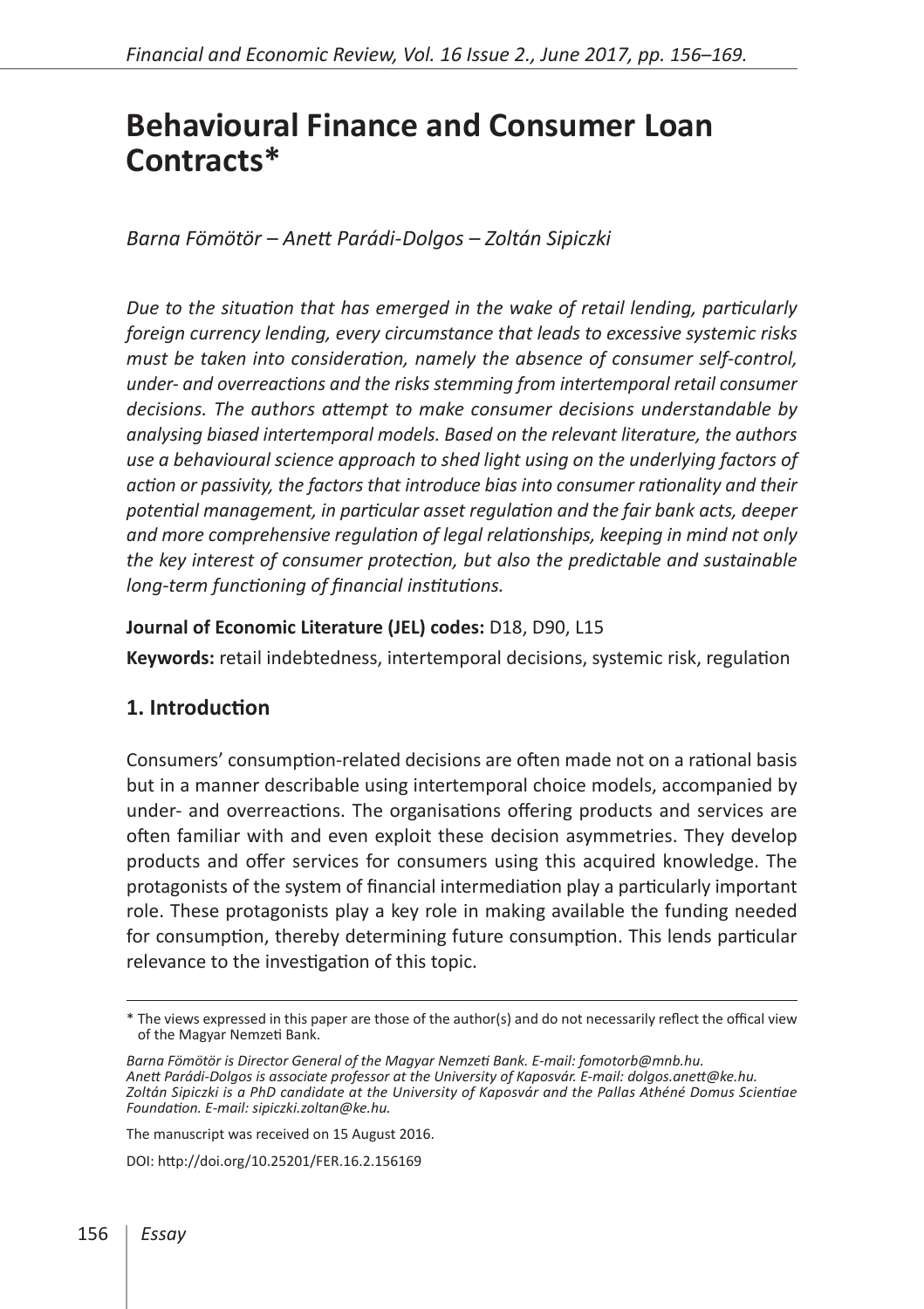# Behavioural Finance and Consumer Loan Contracts*

*Barna Fömötör – Anett Parádi-Dolgos – Zoltán Sipiczki*

*Due to the situation that has emerged in the wake of retail lending, particularly foreign currency lending, every circumstance that leads to excessive systemic risks must be taken into consideration, namely the absence of consumer self-control, under- and overreactions and the risks stemming from intertemporal retail consumer decisions. The authors attempt to make consumer decisions understandable by analysing biased intertemporal models. Based on the relevant literature, the authors use a behavioural science approach to shed light using on the underlying factors of action or passivity, the factors that introduce bias into consumer rationality and their potential management, in particular asset regulation and the fair bank acts, deeper and more comprehensive regulation of legal relationships, keeping in mind not only the key interest of consumer protection, but also the predictable and sustainable long-term functioning of financial institutions.*

**Journal of Economic Literature (JEL) codes:** D18, D90, L15

**Keywords:** retail indebtedness, intertemporal decisions, systemic risk, regulation

## 1. Introduction

Consumers' consumption-related decisions are often made not on a rational basis but in a manner describable using intertemporal choice models, accompanied by under- and overreactions. The organisations offering products and services are often familiar with and even exploit these decision asymmetries. They develop products and offer services for consumers using this acquired knowledge. The protagonists of the system of financial intermediation play a particularly important role. These protagonists play a key role in making available the funding needed for consumption, thereby determining future consumption. This lends particular relevance to the investigation of this topic.

---

\* The views expressed in this paper are those of the author(s) and do not necessarily reflect the offical view of the Magyar Nemzeti Bank.

*Barna Fömötör is Director General of the Magyar Nemzeti Bank. E-mail: fomotorb@mnb.hu.*
*Anett Parádi-Dolgos is associate professor at the University of Kaposvár. E-mail: dolgos.anett@ke.hu.*
*Zoltán Sipiczki is a PhD candidate at the University of Kaposvár and the Pallas Athéné Domus Scientiae Foundation. E-mail: sipiczki.zoltan@ke.hu.*

The manuscript was received on 15 August 2016.

DOI: http://doi.org/10.25201/FER.16.2.156169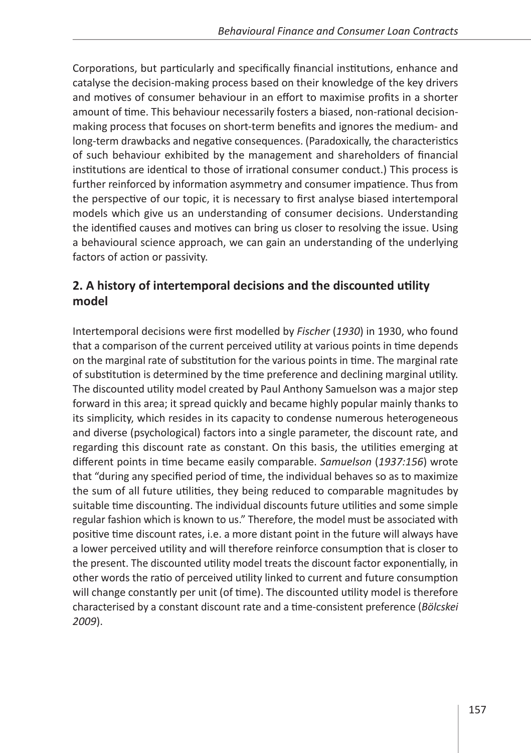Corporations, but particularly and specifically financial institutions, enhance and catalyse the decision-making process based on their knowledge of the key drivers and motives of consumer behaviour in an effort to maximise profits in a shorter amount of time. This behaviour necessarily fosters a biased, non-rational decision-making process that focuses on short-term benefits and ignores the medium- and long-term drawbacks and negative consequences. (Paradoxically, the characteristics of such behaviour exhibited by the management and shareholders of financial institutions are identical to those of irrational consumer conduct.) This process is further reinforced by information asymmetry and consumer impatience. Thus from the perspective of our topic, it is necessary to first analyse biased intertemporal models which give us an understanding of consumer decisions. Understanding the identified causes and motives can bring us closer to resolving the issue. Using a behavioural science approach, we can gain an understanding of the underlying factors of action or passivity.

## 2. A history of intertemporal decisions and the discounted utility model

Intertemporal decisions were first modelled by *Fischer* (*1930*) in 1930, who found that a comparison of the current perceived utility at various points in time depends on the marginal rate of substitution for the various points in time. The marginal rate of substitution is determined by the time preference and declining marginal utility. The discounted utility model created by Paul Anthony Samuelson was a major step forward in this area; it spread quickly and became highly popular mainly thanks to its simplicity, which resides in its capacity to condense numerous heterogeneous and diverse (psychological) factors into a single parameter, the discount rate, and regarding this discount rate as constant. On this basis, the utilities emerging at different points in time became easily comparable. *Samuelson* (*1937:156*) wrote that "during any specified period of time, the individual behaves so as to maximize the sum of all future utilities, they being reduced to comparable magnitudes by suitable time discounting. The individual discounts future utilities and some simple regular fashion which is known to us." Therefore, the model must be associated with positive time discount rates, i.e. a more distant point in the future will always have a lower perceived utility and will therefore reinforce consumption that is closer to the present. The discounted utility model treats the discount factor exponentially, in other words the ratio of perceived utility linked to current and future consumption will change constantly per unit (of time). The discounted utility model is therefore characterised by a constant discount rate and a time-consistent preference (*Bölcskei 2009*).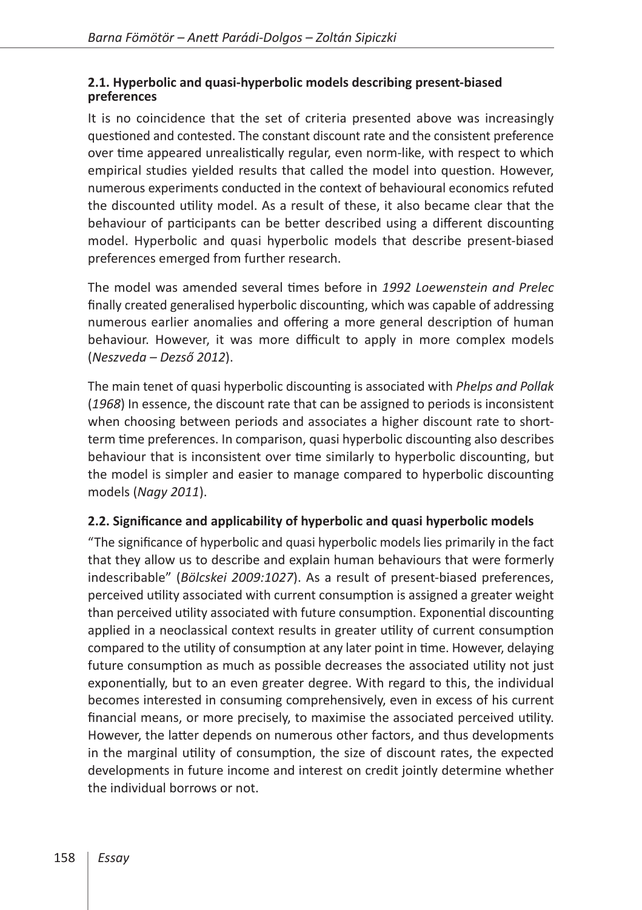### 2.1. Hyperbolic and quasi-hyperbolic models describing present-biased preferences

It is no coincidence that the set of criteria presented above was increasingly questioned and contested. The constant discount rate and the consistent preference over time appeared unrealistically regular, even norm-like, with respect to which empirical studies yielded results that called the model into question. However, numerous experiments conducted in the context of behavioural economics refuted the discounted utility model. As a result of these, it also became clear that the behaviour of participants can be better described using a different discounting model. Hyperbolic and quasi hyperbolic models that describe present-biased preferences emerged from further research.

The model was amended several times before in *1992 Loewenstein and Prelec* finally created generalised hyperbolic discounting, which was capable of addressing numerous earlier anomalies and offering a more general description of human behaviour. However, it was more difficult to apply in more complex models (*Neszveda – Dezső 2012*).

The main tenet of quasi hyperbolic discounting is associated with *Phelps and Pollak* (*1968*) In essence, the discount rate that can be assigned to periods is inconsistent when choosing between periods and associates a higher discount rate to short-term time preferences. In comparison, quasi hyperbolic discounting also describes behaviour that is inconsistent over time similarly to hyperbolic discounting, but the model is simpler and easier to manage compared to hyperbolic discounting models (*Nagy 2011*).

### 2.2. Significance and applicability of hyperbolic and quasi hyperbolic models

"The significance of hyperbolic and quasi hyperbolic models lies primarily in the fact that they allow us to describe and explain human behaviours that were formerly indescribable" (*Bölcskei 2009:1027*). As a result of present-biased preferences, perceived utility associated with current consumption is assigned a greater weight than perceived utility associated with future consumption. Exponential discounting applied in a neoclassical context results in greater utility of current consumption compared to the utility of consumption at any later point in time. However, delaying future consumption as much as possible decreases the associated utility not just exponentially, but to an even greater degree. With regard to this, the individual becomes interested in consuming comprehensively, even in excess of his current financial means, or more precisely, to maximise the associated perceived utility. However, the latter depends on numerous other factors, and thus developments in the marginal utility of consumption, the size of discount rates, the expected developments in future income and interest on credit jointly determine whether the individual borrows or not.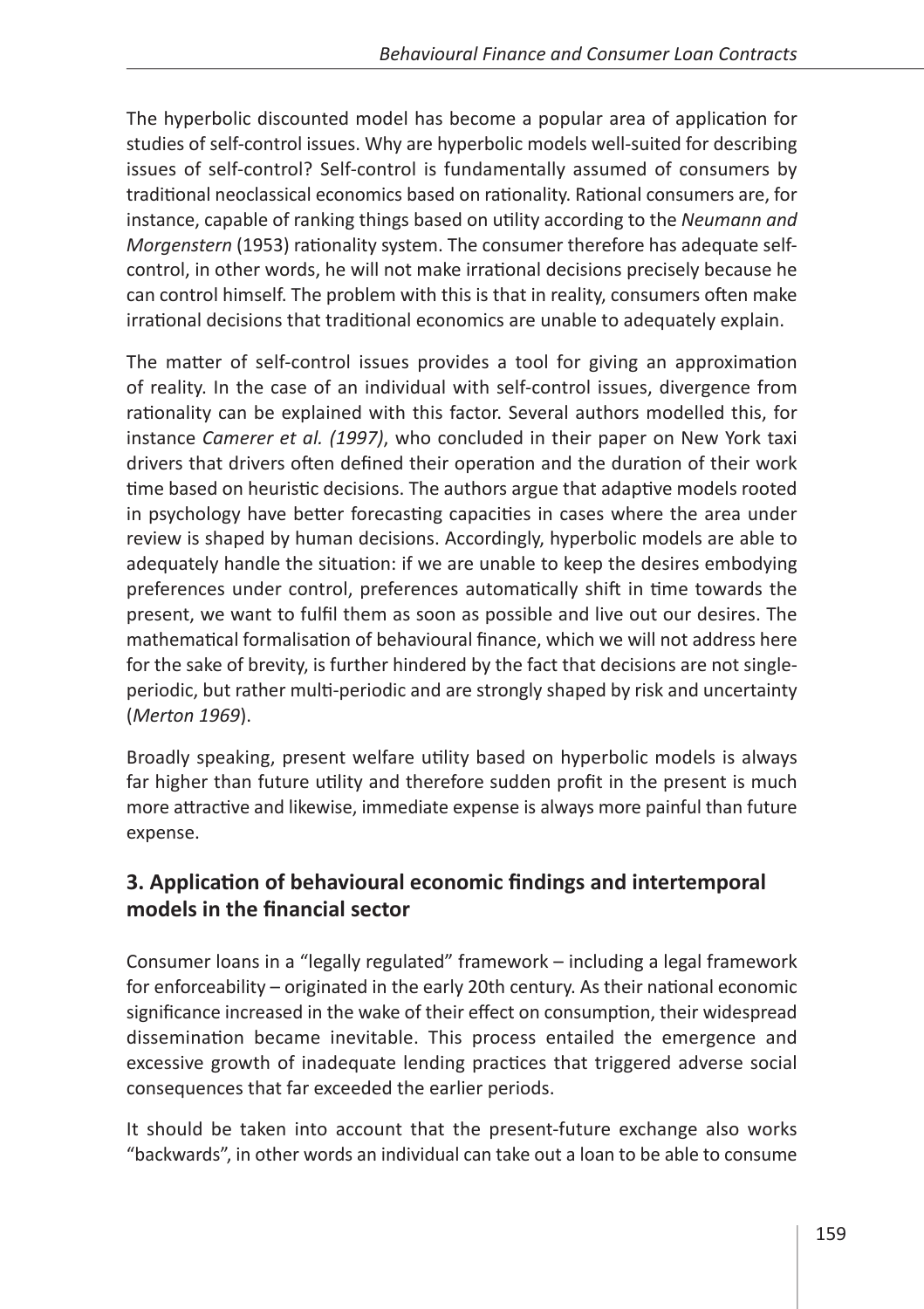The hyperbolic discounted model has become a popular area of application for studies of self-control issues. Why are hyperbolic models well-suited for describing issues of self-control? Self-control is fundamentally assumed of consumers by traditional neoclassical economics based on rationality. Rational consumers are, for instance, capable of ranking things based on utility according to the *Neumann and Morgenstern* (1953) rationality system. The consumer therefore has adequate self-control, in other words, he will not make irrational decisions precisely because he can control himself. The problem with this is that in reality, consumers often make irrational decisions that traditional economics are unable to adequately explain.

The matter of self-control issues provides a tool for giving an approximation of reality. In the case of an individual with self-control issues, divergence from rationality can be explained with this factor. Several authors modelled this, for instance *Camerer et al. (1997)*, who concluded in their paper on New York taxi drivers that drivers often defined their operation and the duration of their work time based on heuristic decisions. The authors argue that adaptive models rooted in psychology have better forecasting capacities in cases where the area under review is shaped by human decisions. Accordingly, hyperbolic models are able to adequately handle the situation: if we are unable to keep the desires embodying preferences under control, preferences automatically shift in time towards the present, we want to fulfil them as soon as possible and live out our desires. The mathematical formalisation of behavioural finance, which we will not address here for the sake of brevity, is further hindered by the fact that decisions are not single-periodic, but rather multi-periodic and are strongly shaped by risk and uncertainty (*Merton 1969*).

Broadly speaking, present welfare utility based on hyperbolic models is always far higher than future utility and therefore sudden profit in the present is much more attractive and likewise, immediate expense is always more painful than future expense.

## 3. Application of behavioural economic findings and intertemporal models in the financial sector

Consumer loans in a "legally regulated" framework – including a legal framework for enforceability – originated in the early 20th century. As their national economic significance increased in the wake of their effect on consumption, their widespread dissemination became inevitable. This process entailed the emergence and excessive growth of inadequate lending practices that triggered adverse social consequences that far exceeded the earlier periods.

It should be taken into account that the present-future exchange also works "backwards", in other words an individual can take out a loan to be able to consume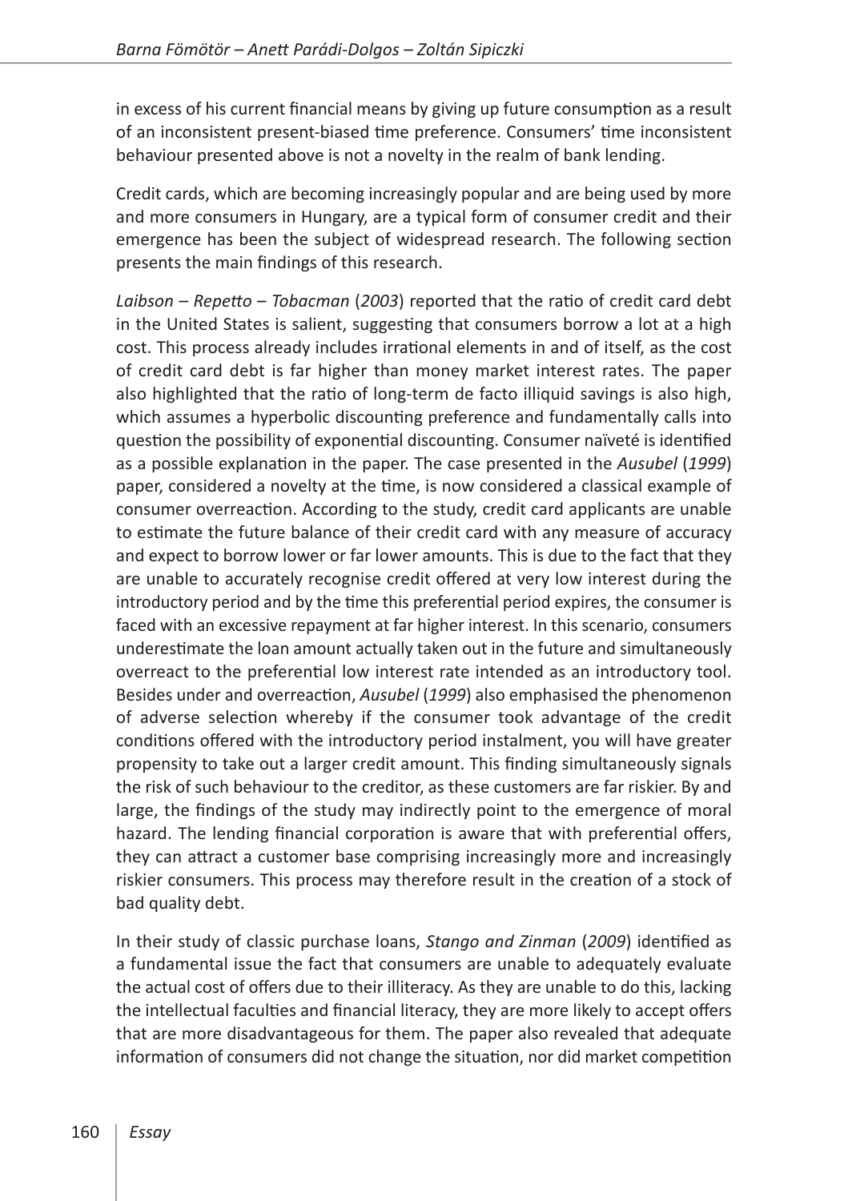in excess of his current financial means by giving up future consumption as a result of an inconsistent present-biased time preference. Consumers' time inconsistent behaviour presented above is not a novelty in the realm of bank lending.

Credit cards, which are becoming increasingly popular and are being used by more and more consumers in Hungary, are a typical form of consumer credit and their emergence has been the subject of widespread research. The following section presents the main findings of this research.

*Laibson – Repetto – Tobacman* (*2003*) reported that the ratio of credit card debt in the United States is salient, suggesting that consumers borrow a lot at a high cost. This process already includes irrational elements in and of itself, as the cost of credit card debt is far higher than money market interest rates. The paper also highlighted that the ratio of long-term de facto illiquid savings is also high, which assumes a hyperbolic discounting preference and fundamentally calls into question the possibility of exponential discounting. Consumer naïveté is identified as a possible explanation in the paper. The case presented in the *Ausubel* (*1999*) paper, considered a novelty at the time, is now considered a classical example of consumer overreaction. According to the study, credit card applicants are unable to estimate the future balance of their credit card with any measure of accuracy and expect to borrow lower or far lower amounts. This is due to the fact that they are unable to accurately recognise credit offered at very low interest during the introductory period and by the time this preferential period expires, the consumer is faced with an excessive repayment at far higher interest. In this scenario, consumers underestimate the loan amount actually taken out in the future and simultaneously overreact to the preferential low interest rate intended as an introductory tool. Besides under and overreaction, *Ausubel* (*1999*) also emphasised the phenomenon of adverse selection whereby if the consumer took advantage of the credit conditions offered with the introductory period instalment, you will have greater propensity to take out a larger credit amount. This finding simultaneously signals the risk of such behaviour to the creditor, as these customers are far riskier. By and large, the findings of the study may indirectly point to the emergence of moral hazard. The lending financial corporation is aware that with preferential offers, they can attract a customer base comprising increasingly more and increasingly riskier consumers. This process may therefore result in the creation of a stock of bad quality debt.

In their study of classic purchase loans, *Stango and Zinman* (*2009*) identified as a fundamental issue the fact that consumers are unable to adequately evaluate the actual cost of offers due to their illiteracy. As they are unable to do this, lacking the intellectual faculties and financial literacy, they are more likely to accept offers that are more disadvantageous for them. The paper also revealed that adequate information of consumers did not change the situation, nor did market competition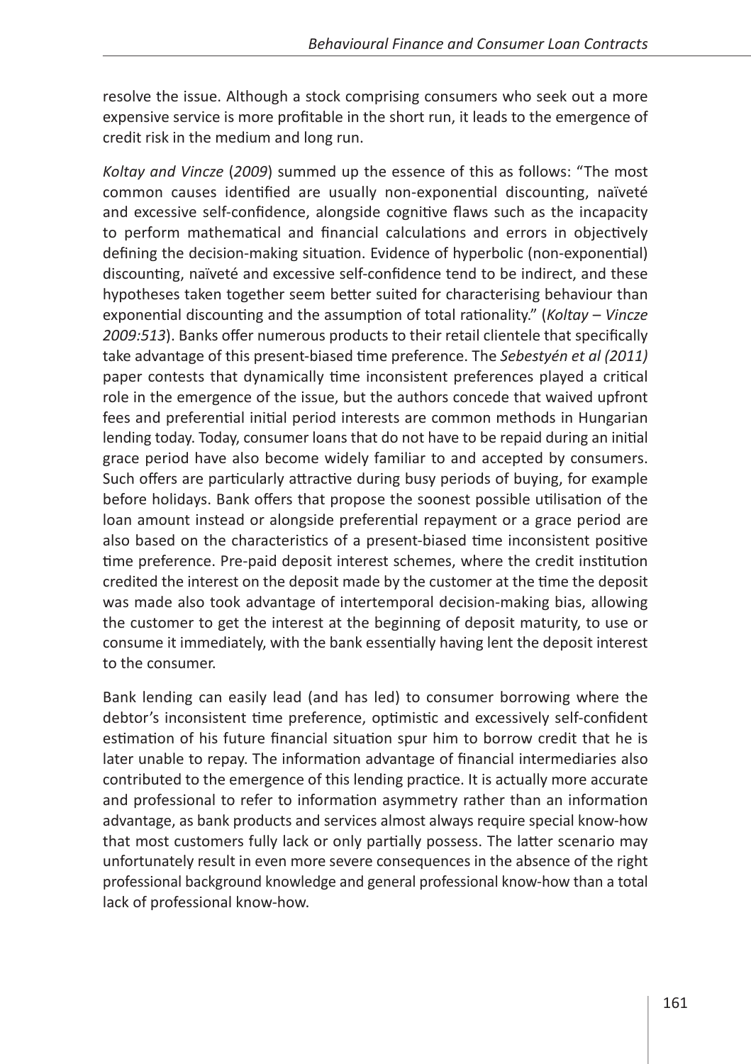resolve the issue. Although a stock comprising consumers who seek out a more expensive service is more profitable in the short run, it leads to the emergence of credit risk in the medium and long run.

*Koltay and Vincze* (*2009*) summed up the essence of this as follows: "The most common causes identified are usually non-exponential discounting, naïveté and excessive self-confidence, alongside cognitive flaws such as the incapacity to perform mathematical and financial calculations and errors in objectively defining the decision-making situation. Evidence of hyperbolic (non-exponential) discounting, naïveté and excessive self-confidence tend to be indirect, and these hypotheses taken together seem better suited for characterising behaviour than exponential discounting and the assumption of total rationality." (*Koltay – Vincze 2009:513*). Banks offer numerous products to their retail clientele that specifically take advantage of this present-biased time preference. The *Sebestyén et al (2011)* paper contests that dynamically time inconsistent preferences played a critical role in the emergence of the issue, but the authors concede that waived upfront fees and preferential initial period interests are common methods in Hungarian lending today. Today, consumer loans that do not have to be repaid during an initial grace period have also become widely familiar to and accepted by consumers. Such offers are particularly attractive during busy periods of buying, for example before holidays. Bank offers that propose the soonest possible utilisation of the loan amount instead or alongside preferential repayment or a grace period are also based on the characteristics of a present-biased time inconsistent positive time preference. Pre-paid deposit interest schemes, where the credit institution credited the interest on the deposit made by the customer at the time the deposit was made also took advantage of intertemporal decision-making bias, allowing the customer to get the interest at the beginning of deposit maturity, to use or consume it immediately, with the bank essentially having lent the deposit interest to the consumer.

Bank lending can easily lead (and has led) to consumer borrowing where the debtor's inconsistent time preference, optimistic and excessively self-confident estimation of his future financial situation spur him to borrow credit that he is later unable to repay. The information advantage of financial intermediaries also contributed to the emergence of this lending practice. It is actually more accurate and professional to refer to information asymmetry rather than an information advantage, as bank products and services almost always require special know-how that most customers fully lack or only partially possess. The latter scenario may unfortunately result in even more severe consequences in the absence of the right professional background knowledge and general professional know-how than a total lack of professional know-how.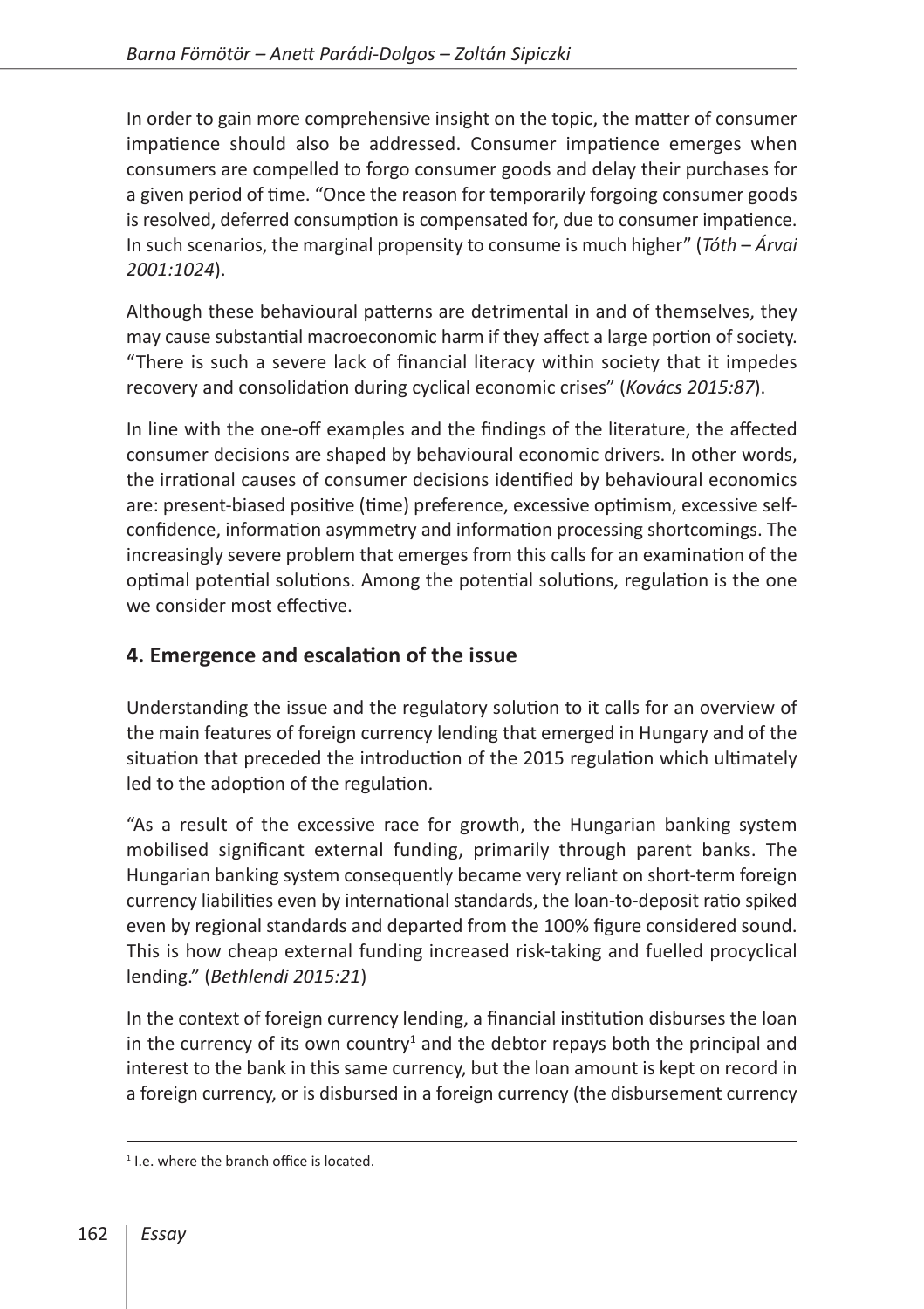In order to gain more comprehensive insight on the topic, the matter of consumer impatience should also be addressed. Consumer impatience emerges when consumers are compelled to forgo consumer goods and delay their purchases for a given period of time. "Once the reason for temporarily forgoing consumer goods is resolved, deferred consumption is compensated for, due to consumer impatience. In such scenarios, the marginal propensity to consume is much higher" (*Tóth – Árvai 2001:1024*).

Although these behavioural patterns are detrimental in and of themselves, they may cause substantial macroeconomic harm if they affect a large portion of society. "There is such a severe lack of financial literacy within society that it impedes recovery and consolidation during cyclical economic crises" (*Kovács 2015:87*).

In line with the one-off examples and the findings of the literature, the affected consumer decisions are shaped by behavioural economic drivers. In other words, the irrational causes of consumer decisions identified by behavioural economics are: present-biased positive (time) preference, excessive optimism, excessive self-confidence, information asymmetry and information processing shortcomings. The increasingly severe problem that emerges from this calls for an examination of the optimal potential solutions. Among the potential solutions, regulation is the one we consider most effective.

## 4. Emergence and escalation of the issue

Understanding the issue and the regulatory solution to it calls for an overview of the main features of foreign currency lending that emerged in Hungary and of the situation that preceded the introduction of the 2015 regulation which ultimately led to the adoption of the regulation.

"As a result of the excessive race for growth, the Hungarian banking system mobilised significant external funding, primarily through parent banks. The Hungarian banking system consequently became very reliant on short-term foreign currency liabilities even by international standards, the loan-to-deposit ratio spiked even by regional standards and departed from the 100% figure considered sound. This is how cheap external funding increased risk-taking and fuelled procyclical lending." (*Bethlendi 2015:21*)

In the context of foreign currency lending, a financial institution disburses the loan in the currency of its own country[1] and the debtor repays both the principal and interest to the bank in this same currency, but the loan amount is kept on record in a foreign currency, or is disbursed in a foreign currency (the disbursement currency

[1] I.e. where the branch office is located.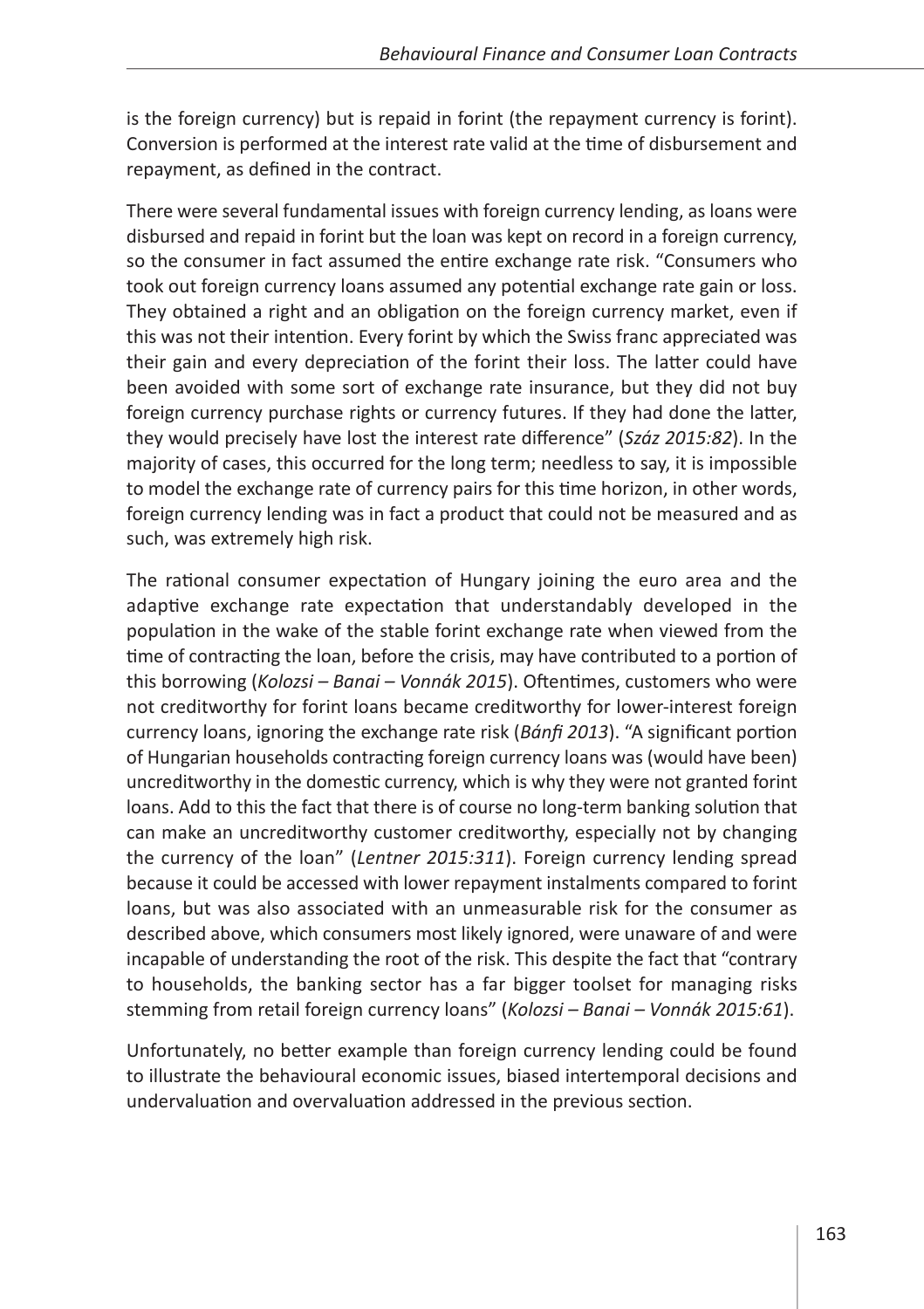is the foreign currency) but is repaid in forint (the repayment currency is forint). Conversion is performed at the interest rate valid at the time of disbursement and repayment, as defined in the contract.

There were several fundamental issues with foreign currency lending, as loans were disbursed and repaid in forint but the loan was kept on record in a foreign currency, so the consumer in fact assumed the entire exchange rate risk. "Consumers who took out foreign currency loans assumed any potential exchange rate gain or loss. They obtained a right and an obligation on the foreign currency market, even if this was not their intention. Every forint by which the Swiss franc appreciated was their gain and every depreciation of the forint their loss. The latter could have been avoided with some sort of exchange rate insurance, but they did not buy foreign currency purchase rights or currency futures. If they had done the latter, they would precisely have lost the interest rate difference" (*Száz 2015:82*). In the majority of cases, this occurred for the long term; needless to say, it is impossible to model the exchange rate of currency pairs for this time horizon, in other words, foreign currency lending was in fact a product that could not be measured and as such, was extremely high risk.

The rational consumer expectation of Hungary joining the euro area and the adaptive exchange rate expectation that understandably developed in the population in the wake of the stable forint exchange rate when viewed from the time of contracting the loan, before the crisis, may have contributed to a portion of this borrowing (*Kolozsi – Banai – Vonnák 2015*). Oftentimes, customers who were not creditworthy for forint loans became creditworthy for lower-interest foreign currency loans, ignoring the exchange rate risk (*Bánfi 2013*). "A significant portion of Hungarian households contracting foreign currency loans was (would have been) uncreditworthy in the domestic currency, which is why they were not granted forint loans. Add to this the fact that there is of course no long-term banking solution that can make an uncreditworthy customer creditworthy, especially not by changing the currency of the loan" (*Lentner 2015:311*). Foreign currency lending spread because it could be accessed with lower repayment instalments compared to forint loans, but was also associated with an unmeasurable risk for the consumer as described above, which consumers most likely ignored, were unaware of and were incapable of understanding the root of the risk. This despite the fact that "contrary to households, the banking sector has a far bigger toolset for managing risks stemming from retail foreign currency loans" (*Kolozsi – Banai – Vonnák 2015:61*).

Unfortunately, no better example than foreign currency lending could be found to illustrate the behavioural economic issues, biased intertemporal decisions and undervaluation and overvaluation addressed in the previous section.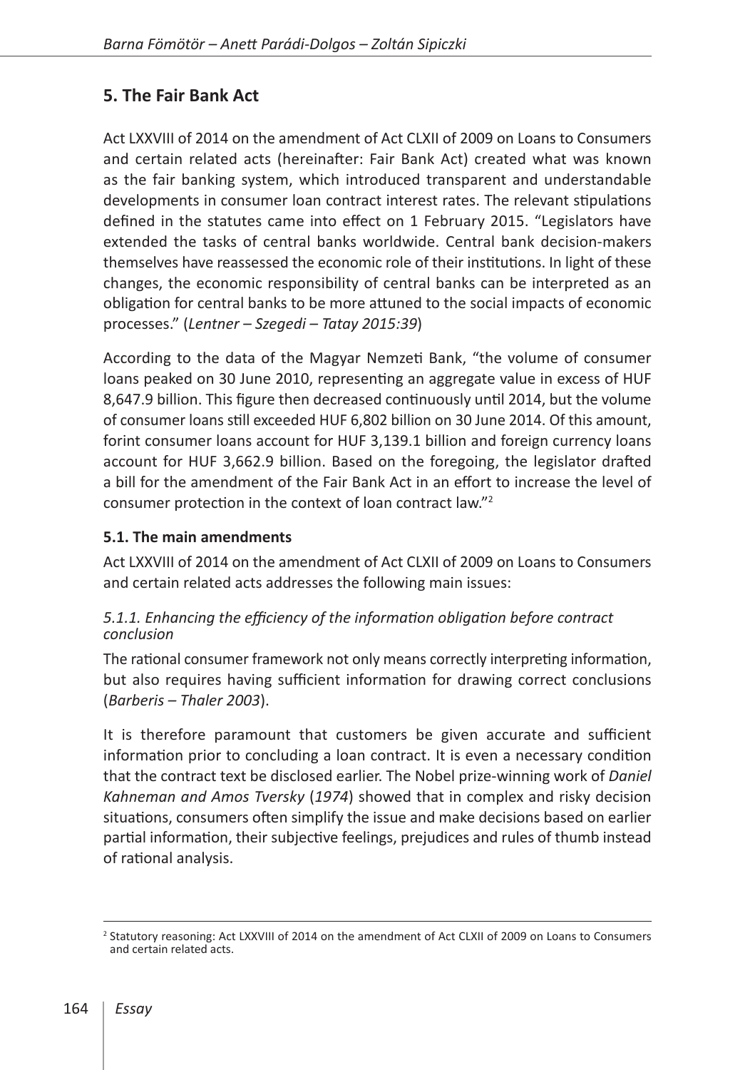## 5. The Fair Bank Act

Act LXXVIII of 2014 on the amendment of Act CLXII of 2009 on Loans to Consumers and certain related acts (hereinafter: Fair Bank Act) created what was known as the fair banking system, which introduced transparent and understandable developments in consumer loan contract interest rates. The relevant stipulations defined in the statutes came into effect on 1 February 2015. "Legislators have extended the tasks of central banks worldwide. Central bank decision-makers themselves have reassessed the economic role of their institutions. In light of these changes, the economic responsibility of central banks can be interpreted as an obligation for central banks to be more attuned to the social impacts of economic processes." (*Lentner – Szegedi – Tatay 2015:39*)

According to the data of the Magyar Nemzeti Bank, "the volume of consumer loans peaked on 30 June 2010, representing an aggregate value in excess of HUF 8,647.9 billion. This figure then decreased continuously until 2014, but the volume of consumer loans still exceeded HUF 6,802 billion on 30 June 2014. Of this amount, forint consumer loans account for HUF 3,139.1 billion and foreign currency loans account for HUF 3,662.9 billion. Based on the foregoing, the legislator drafted a bill for the amendment of the Fair Bank Act in an effort to increase the level of consumer protection in the context of loan contract law."[2]

### 5.1. The main amendments

Act LXXVIII of 2014 on the amendment of Act CLXII of 2009 on Loans to Consumers and certain related acts addresses the following main issues:

#### *5.1.1. Enhancing the efficiency of the information obligation before contract conclusion*

The rational consumer framework not only means correctly interpreting information, but also requires having sufficient information for drawing correct conclusions (*Barberis – Thaler 2003*).

It is therefore paramount that customers be given accurate and sufficient information prior to concluding a loan contract. It is even a necessary condition that the contract text be disclosed earlier. The Nobel prize-winning work of *Daniel Kahneman and Amos Tversky* (*1974*) showed that in complex and risky decision situations, consumers often simplify the issue and make decisions based on earlier partial information, their subjective feelings, prejudices and rules of thumb instead of rational analysis.

---

[2] Statutory reasoning: Act LXXVIII of 2014 on the amendment of Act CLXII of 2009 on Loans to Consumers and certain related acts.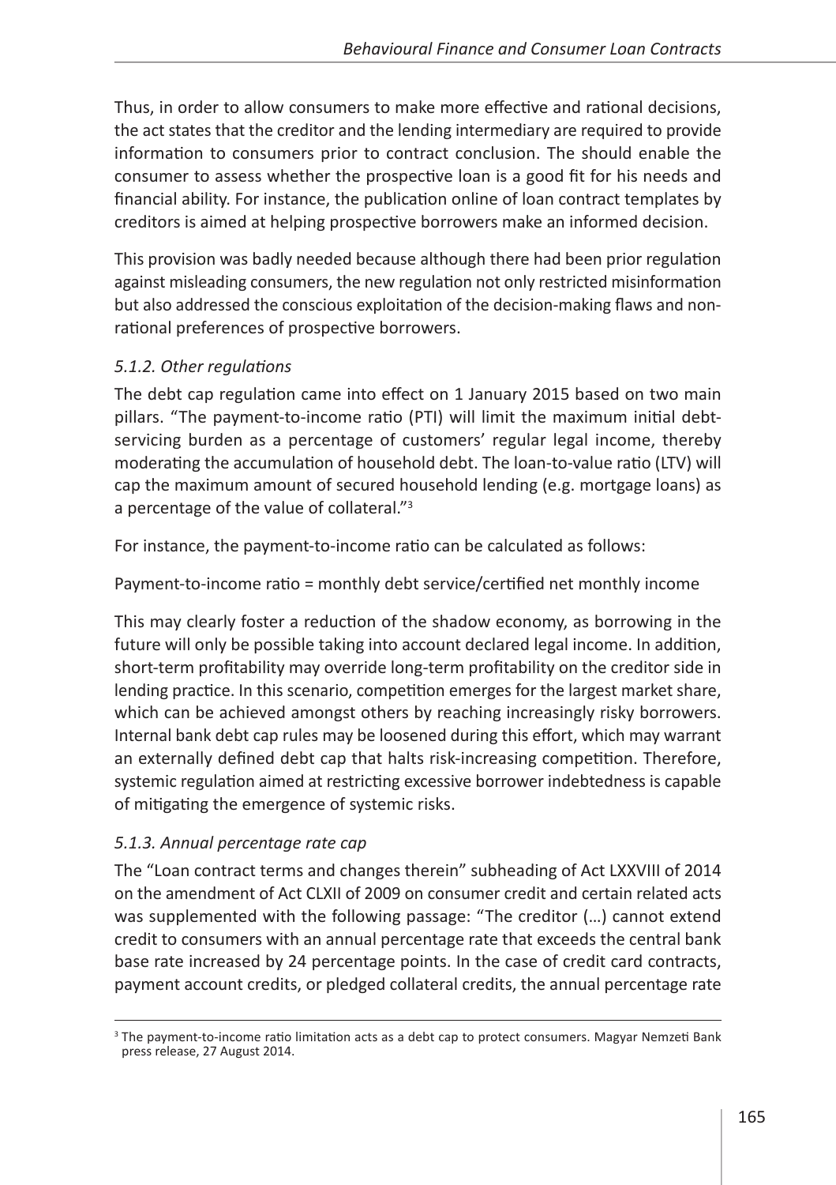Thus, in order to allow consumers to make more effective and rational decisions, the act states that the creditor and the lending intermediary are required to provide information to consumers prior to contract conclusion. The should enable the consumer to assess whether the prospective loan is a good fit for his needs and financial ability. For instance, the publication online of loan contract templates by creditors is aimed at helping prospective borrowers make an informed decision.

This provision was badly needed because although there had been prior regulation against misleading consumers, the new regulation not only restricted misinformation but also addressed the conscious exploitation of the decision-making flaws and non-rational preferences of prospective borrowers.

### *5.1.2. Other regulations*

The debt cap regulation came into effect on 1 January 2015 based on two main pillars. "The payment-to-income ratio (PTI) will limit the maximum initial debt-servicing burden as a percentage of customers' regular legal income, thereby moderating the accumulation of household debt. The loan-to-value ratio (LTV) will cap the maximum amount of secured household lending (e.g. mortgage loans) as a percentage of the value of collateral."[3]

For instance, the payment-to-income ratio can be calculated as follows:

Payment-to-income ratio = monthly debt service/certified net monthly income

This may clearly foster a reduction of the shadow economy, as borrowing in the future will only be possible taking into account declared legal income. In addition, short-term profitability may override long-term profitability on the creditor side in lending practice. In this scenario, competition emerges for the largest market share, which can be achieved amongst others by reaching increasingly risky borrowers. Internal bank debt cap rules may be loosened during this effort, which may warrant an externally defined debt cap that halts risk-increasing competition. Therefore, systemic regulation aimed at restricting excessive borrower indebtedness is capable of mitigating the emergence of systemic risks.

### *5.1.3. Annual percentage rate cap*

The "Loan contract terms and changes therein" subheading of Act LXXVIII of 2014 on the amendment of Act CLXII of 2009 on consumer credit and certain related acts was supplemented with the following passage: "The creditor (…) cannot extend credit to consumers with an annual percentage rate that exceeds the central bank base rate increased by 24 percentage points. In the case of credit card contracts, payment account credits, or pledged collateral credits, the annual percentage rate

---

[3] The payment-to-income ratio limitation acts as a debt cap to protect consumers. Magyar Nemzeti Bank press release, 27 August 2014.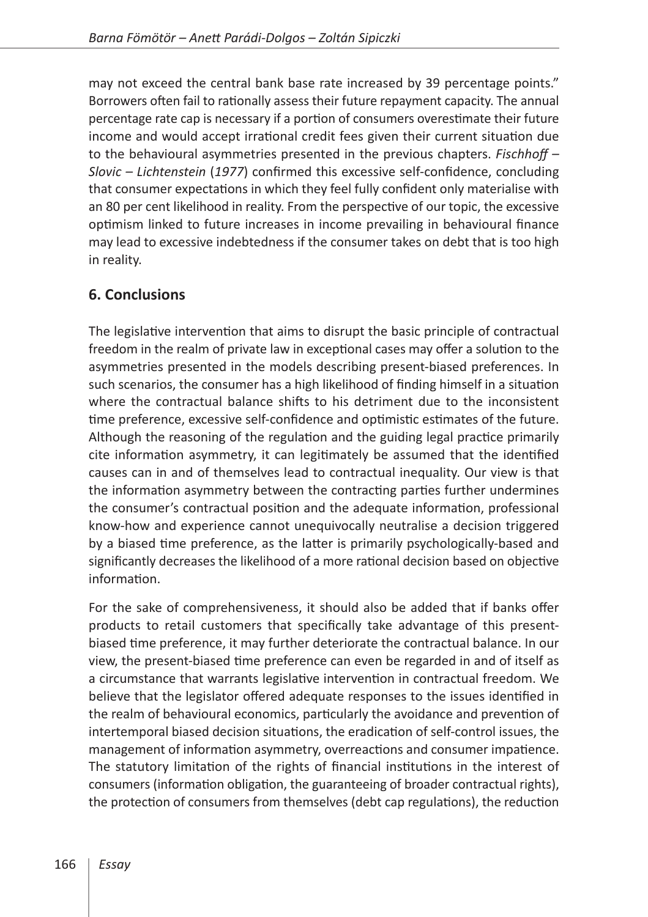may not exceed the central bank base rate increased by 39 percentage points." Borrowers often fail to rationally assess their future repayment capacity. The annual percentage rate cap is necessary if a portion of consumers overestimate their future income and would accept irrational credit fees given their current situation due to the behavioural asymmetries presented in the previous chapters. *Fischhoff – Slovic – Lichtenstein* (*1977*) confirmed this excessive self-confidence, concluding that consumer expectations in which they feel fully confident only materialise with an 80 per cent likelihood in reality. From the perspective of our topic, the excessive optimism linked to future increases in income prevailing in behavioural finance may lead to excessive indebtedness if the consumer takes on debt that is too high in reality.

## 6. Conclusions

The legislative intervention that aims to disrupt the basic principle of contractual freedom in the realm of private law in exceptional cases may offer a solution to the asymmetries presented in the models describing present-biased preferences. In such scenarios, the consumer has a high likelihood of finding himself in a situation where the contractual balance shifts to his detriment due to the inconsistent time preference, excessive self-confidence and optimistic estimates of the future. Although the reasoning of the regulation and the guiding legal practice primarily cite information asymmetry, it can legitimately be assumed that the identified causes can in and of themselves lead to contractual inequality. Our view is that the information asymmetry between the contracting parties further undermines the consumer's contractual position and the adequate information, professional know-how and experience cannot unequivocally neutralise a decision triggered by a biased time preference, as the latter is primarily psychologically-based and significantly decreases the likelihood of a more rational decision based on objective information.

For the sake of comprehensiveness, it should also be added that if banks offer products to retail customers that specifically take advantage of this present-biased time preference, it may further deteriorate the contractual balance. In our view, the present-biased time preference can even be regarded in and of itself as a circumstance that warrants legislative intervention in contractual freedom. We believe that the legislator offered adequate responses to the issues identified in the realm of behavioural economics, particularly the avoidance and prevention of intertemporal biased decision situations, the eradication of self-control issues, the management of information asymmetry, overreactions and consumer impatience. The statutory limitation of the rights of financial institutions in the interest of consumers (information obligation, the guaranteeing of broader contractual rights), the protection of consumers from themselves (debt cap regulations), the reduction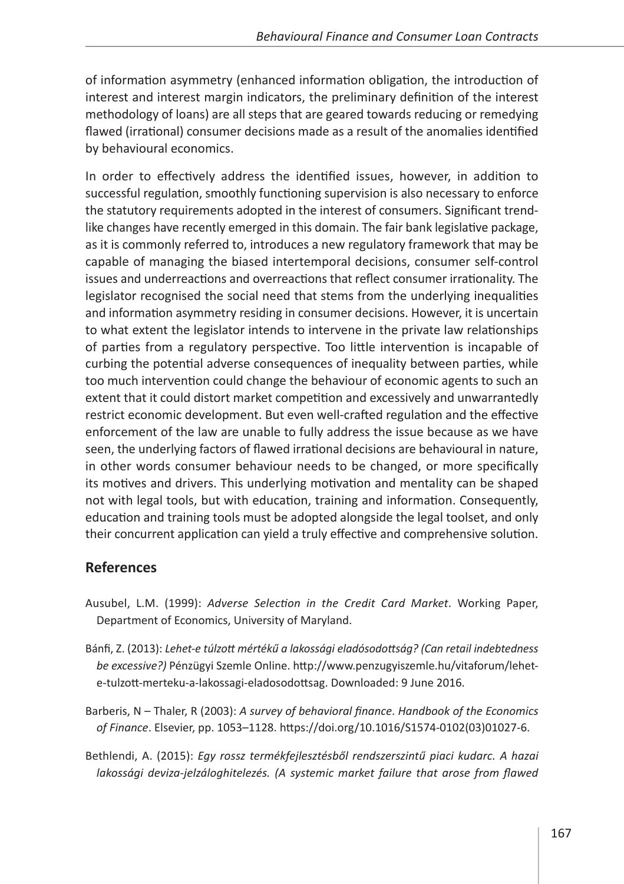of information asymmetry (enhanced information obligation, the introduction of interest and interest margin indicators, the preliminary definition of the interest methodology of loans) are all steps that are geared towards reducing or remedying flawed (irrational) consumer decisions made as a result of the anomalies identified by behavioural economics.

In order to effectively address the identified issues, however, in addition to successful regulation, smoothly functioning supervision is also necessary to enforce the statutory requirements adopted in the interest of consumers. Significant trend-like changes have recently emerged in this domain. The fair bank legislative package, as it is commonly referred to, introduces a new regulatory framework that may be capable of managing the biased intertemporal decisions, consumer self-control issues and underreactions and overreactions that reflect consumer irrationality. The legislator recognised the social need that stems from the underlying inequalities and information asymmetry residing in consumer decisions. However, it is uncertain to what extent the legislator intends to intervene in the private law relationships of parties from a regulatory perspective. Too little intervention is incapable of curbing the potential adverse consequences of inequality between parties, while too much intervention could change the behaviour of economic agents to such an extent that it could distort market competition and excessively and unwarrantedly restrict economic development. But even well-crafted regulation and the effective enforcement of the law are unable to fully address the issue because as we have seen, the underlying factors of flawed irrational decisions are behavioural in nature, in other words consumer behaviour needs to be changed, or more specifically its motives and drivers. This underlying motivation and mentality can be shaped not with legal tools, but with education, training and information. Consequently, education and training tools must be adopted alongside the legal toolset, and only their concurrent application can yield a truly effective and comprehensive solution.

## References

Ausubel, L.M. (1999): *Adverse Selection in the Credit Card Market*. Working Paper, Department of Economics, University of Maryland.

Bánfi, Z. (2013): *Lehet-e túlzott mértékű a lakossági eladósodottság? (Can retail indebtedness be excessive?)* Pénzügyi Szemle Online. http://www.penzugyiszemle.hu/vitaforum/lehet-e-tulzott-merteku-a-lakossagi-eladosodottsag. Downloaded: 9 June 2016.

Barberis, N – Thaler, R (2003): *A survey of behavioral finance*. *Handbook of the Economics of Finance*. Elsevier, pp. 1053–1128. https://doi.org/10.1016/S1574-0102(03)01027-6.

Bethlendi, A. (2015): *Egy rossz termékfejlesztésből rendszerszintű piaci kudarc. A hazai lakossági deviza-jelzáloghitelezés. (A systemic market failure that arose from flawed*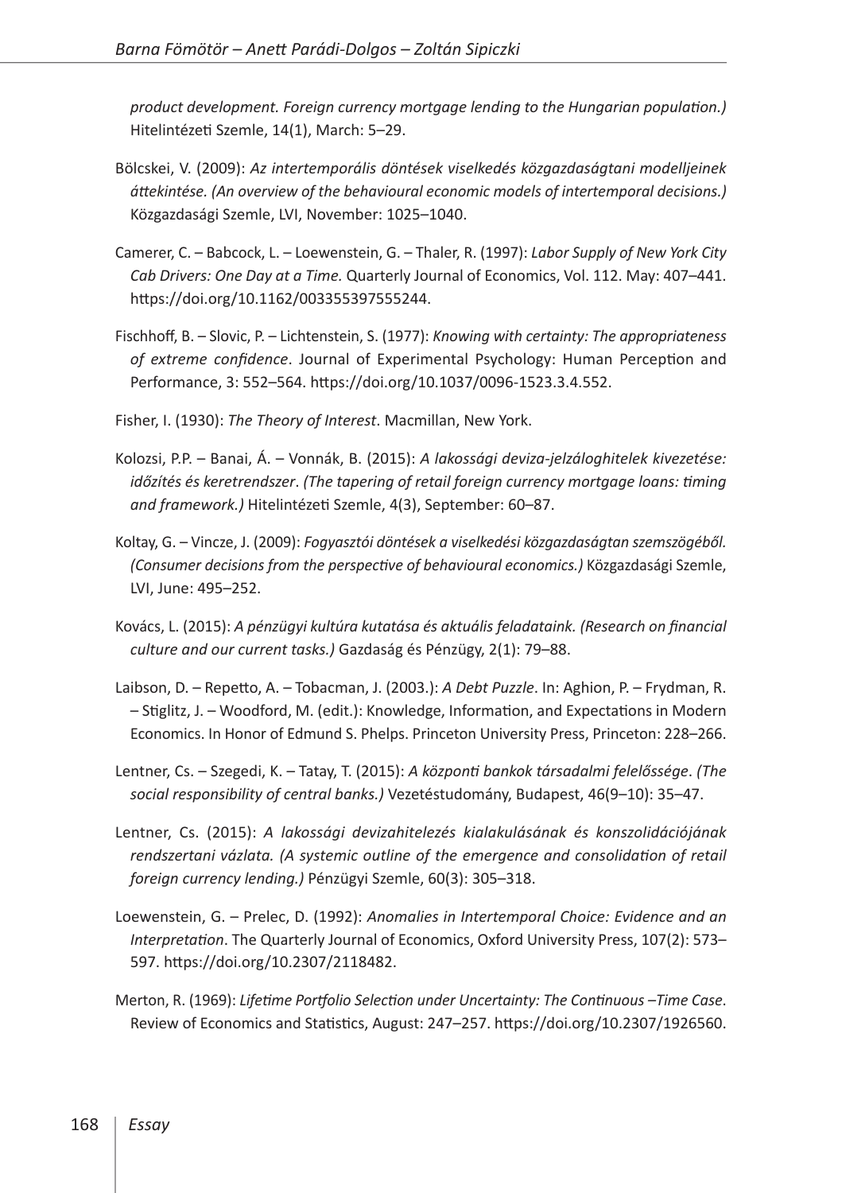*product development. Foreign currency mortgage lending to the Hungarian population.)* Hitelintézeti Szemle, 14(1), March: 5–29.

Bölcskei, V. (2009): *Az intertemporális döntések viselkedés közgazdaságtani modelljeinek áttekintése. (An overview of the behavioural economic models of intertemporal decisions.)* Közgazdasági Szemle, LVI, November: 1025–1040.

Camerer, C. – Babcock, L. – Loewenstein, G. – Thaler, R. (1997): *Labor Supply of New York City Cab Drivers: One Day at a Time.* Quarterly Journal of Economics, Vol. 112. May: 407–441. https://doi.org/10.1162/003355397555244.

Fischhoff, B. – Slovic, P. – Lichtenstein, S. (1977): *Knowing with certainty: The appropriateness of extreme confidence*. Journal of Experimental Psychology: Human Perception and Performance, 3: 552–564. https://doi.org/10.1037/0096-1523.3.4.552.

Fisher, I. (1930): *The Theory of Interest*. Macmillan, New York.

Kolozsi, P.P. – Banai, Á. – Vonnák, B. (2015): *A lakossági deviza-jelzáloghitelek kivezetése: időzítés és keretrendszer*. *(The tapering of retail foreign currency mortgage loans: timing and framework.)* Hitelintézeti Szemle, 4(3), September: 60–87.

Koltay, G. – Vincze, J. (2009): *Fogyasztói döntések a viselkedési közgazdaságtan szemszögéből. (Consumer decisions from the perspective of behavioural economics.)* Közgazdasági Szemle, LVI, June: 495–252.

Kovács, L. (2015): *A pénzügyi kultúra kutatása és aktuális feladataink. (Research on financial culture and our current tasks.)* Gazdaság és Pénzügy, 2(1): 79–88.

Laibson, D. – Repetto, A. – Tobacman, J. (2003.): *A Debt Puzzle*. In: Aghion, P. – Frydman, R. – Stiglitz, J. – Woodford, M. (edit.): Knowledge, Information, and Expectations in Modern Economics. In Honor of Edmund S. Phelps. Princeton University Press, Princeton: 228–266.

Lentner, Cs. – Szegedi, K. – Tatay, T. (2015): *A központi bankok társadalmi felelőssége*. *(The social responsibility of central banks.)* Vezetéstudomány, Budapest, 46(9–10): 35–47.

Lentner, Cs. (2015): *A lakossági devizahitelezés kialakulásának és konszolidációjának rendszertani vázlata. (A systemic outline of the emergence and consolidation of retail foreign currency lending.)* Pénzügyi Szemle, 60(3): 305–318.

Loewenstein, G. – Prelec, D. (1992): *Anomalies in Intertemporal Choice: Evidence and an Interpretation*. The Quarterly Journal of Economics, Oxford University Press, 107(2): 573–597. https://doi.org/10.2307/2118482.

Merton, R. (1969): *Lifetime Portfolio Selection under Uncertainty: The Continuous –Time Case*. Review of Economics and Statistics, August: 247–257. https://doi.org/10.2307/1926560.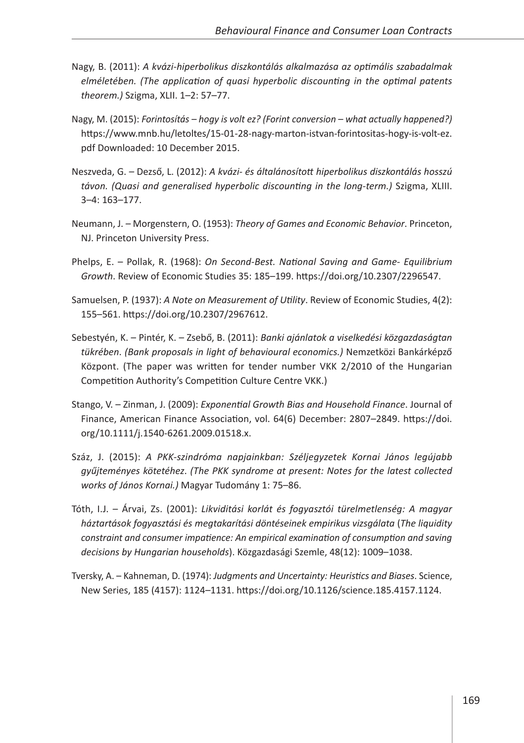Nagy, B. (2011): *A kvázi-hiperbolikus diszkontálás alkalmazása az optimális szabadalmak elméletében. (The application of quasi hyperbolic discounting in the optimal patents theorem.)* Szigma, XLII. 1–2: 57–77.

Nagy, M. (2015): *Forintosítás – hogy is volt ez? (Forint conversion – what actually happened?)* https://www.mnb.hu/letoltes/15-01-28-nagy-marton-istvan-forintositas-hogy-is-volt-ez.pdf Downloaded: 10 December 2015.

Neszveda, G. – Dezső, L. (2012): *A kvázi- és általánosított hiperbolikus diszkontálás hosszú távon. (Quasi and generalised hyperbolic discounting in the long-term.)* Szigma, XLIII. 3–4: 163–177.

Neumann, J. – Morgenstern, O. (1953): *Theory of Games and Economic Behavior*. Princeton, NJ. Princeton University Press.

Phelps, E. – Pollak, R. (1968): *On Second-Best. National Saving and Game- Equilibrium Growth*. Review of Economic Studies 35: 185–199. https://doi.org/10.2307/2296547.

Samuelsen, P. (1937): *A Note on Measurement of Utility*. Review of Economic Studies, 4(2): 155–561. https://doi.org/10.2307/2967612.

Sebestyén, K. – Pintér, K. – Zsebő, B. (2011): *Banki ajánlatok a viselkedési közgazdaságtan tükrében*. *(Bank proposals in light of behavioural economics.)* Nemzetközi Bankárképző Központ. (The paper was written for tender number VKK 2/2010 of the Hungarian Competition Authority's Competition Culture Centre VKK.)

Stango, V. – Zinman, J. (2009): *Exponential Growth Bias and Household Finance*. Journal of Finance, American Finance Association, vol. 64(6) December: 2807–2849. https://doi.org/10.1111/j.1540-6261.2009.01518.x.

Száz, J. (2015): *A PKK-szindróma napjainkban: Széljegyzetek Kornai János legújabb gyűjteményes kötetéhez*. *(The PKK syndrome at present: Notes for the latest collected works of János Kornai.)* Magyar Tudomány 1: 75–86.

Tóth, I.J. – Árvai, Zs. (2001): *Likviditási korlát és fogyasztói türelmetlenség: A magyar háztartások fogyasztási és megtakarítási döntéseinek empirikus vizsgálata* (*The liquidity constraint and consumer impatience: An empirical examination of consumption and saving decisions by Hungarian households*). Közgazdasági Szemle, 48(12): 1009–1038.

Tversky, A. – Kahneman, D. (1974): *Judgments and Uncertainty: Heuristics and Biases*. Science, New Series, 185 (4157): 1124–1131. https://doi.org/10.1126/science.185.4157.1124.